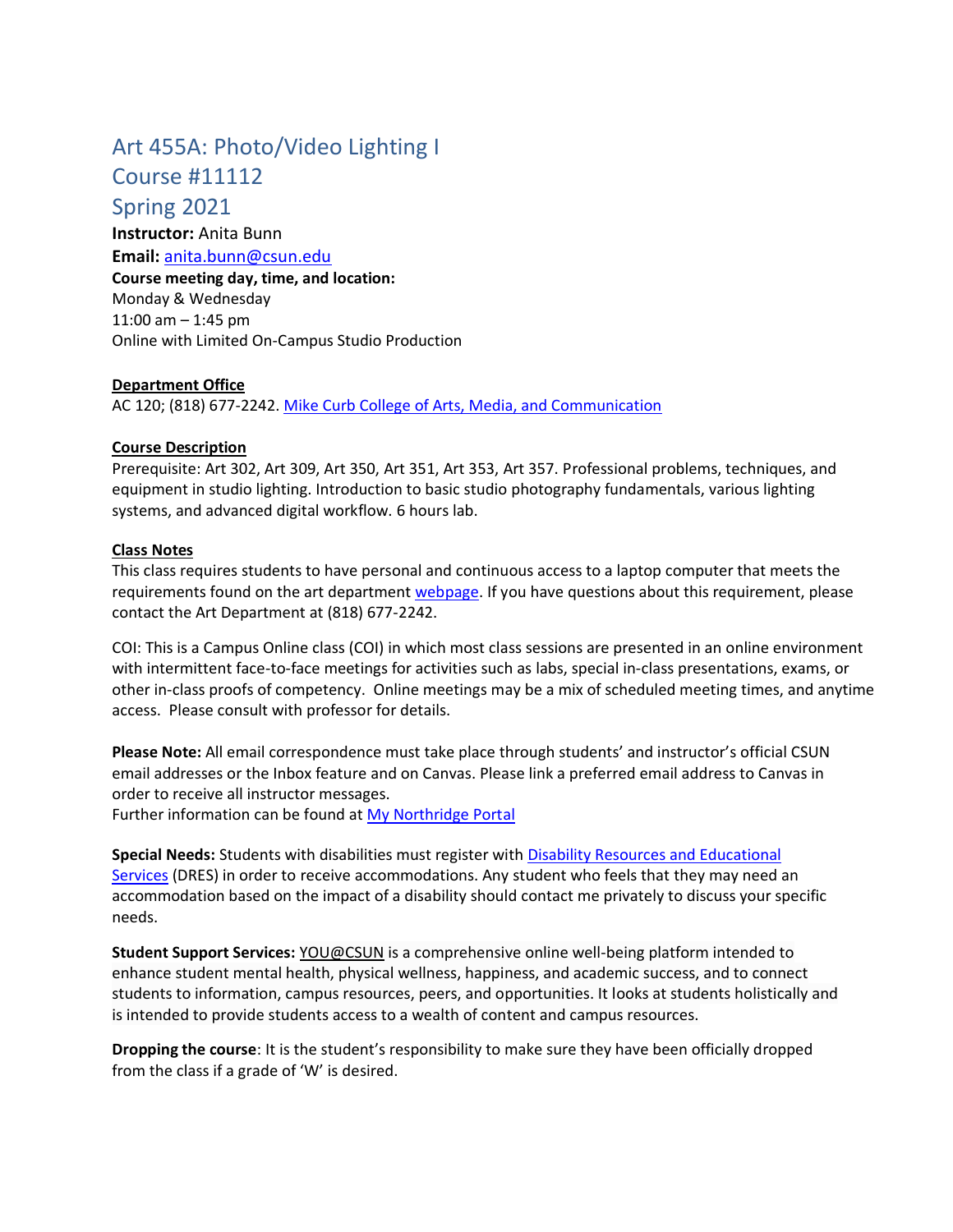# Art 455A: Photo/Video Lighting I
# Course #11112
# Spring 2021

**Instructor:** Anita Bunn
**Email:** [anita.bunn@csun.edu](mailto:anita.bunn@csun.edu)
**Course meeting day, time, and location:**
Monday & Wednesday
11:00 am – 1:45 pm
Online with Limited On-Campus Studio Production

**Department Office**
AC 120; (818) 677-2242. Mike Curb College of Arts, Media, and Communication

**Course Description**
Prerequisite: Art 302, Art 309, Art 350, Art 351, Art 353, Art 357. Professional problems, techniques, and equipment in studio lighting. Introduction to basic studio photography fundamentals, various lighting systems, and advanced digital workflow. 6 hours lab.

**Class Notes**
This class requires students to have personal and continuous access to a laptop computer that meets the requirements found on the art department webpage. If you have questions about this requirement, please contact the Art Department at (818) 677-2242.

COI: This is a Campus Online class (COI) in which most class sessions are presented in an online environment with intermittent face-to-face meetings for activities such as labs, special in-class presentations, exams, or other in-class proofs of competency. Online meetings may be a mix of scheduled meeting times, and anytime access. Please consult with professor for details.

**Please Note:** All email correspondence must take place through students' and instructor's official CSUN email addresses or the Inbox feature and on Canvas. Please link a preferred email address to Canvas in order to receive all instructor messages.
Further information can be found at My Northridge Portal

**Special Needs:** Students with disabilities must register with Disability Resources and Educational Services (DRES) in order to receive accommodations. Any student who feels that they may need an accommodation based on the impact of a disability should contact me privately to discuss your specific needs.

**Student Support Services:** YOU@CSUN is a comprehensive online well-being platform intended to enhance student mental health, physical wellness, happiness, and academic success, and to connect students to information, campus resources, peers, and opportunities. It looks at students holistically and is intended to provide students access to a wealth of content and campus resources.

**Dropping the course**: It is the student's responsibility to make sure they have been officially dropped from the class if a grade of 'W' is desired.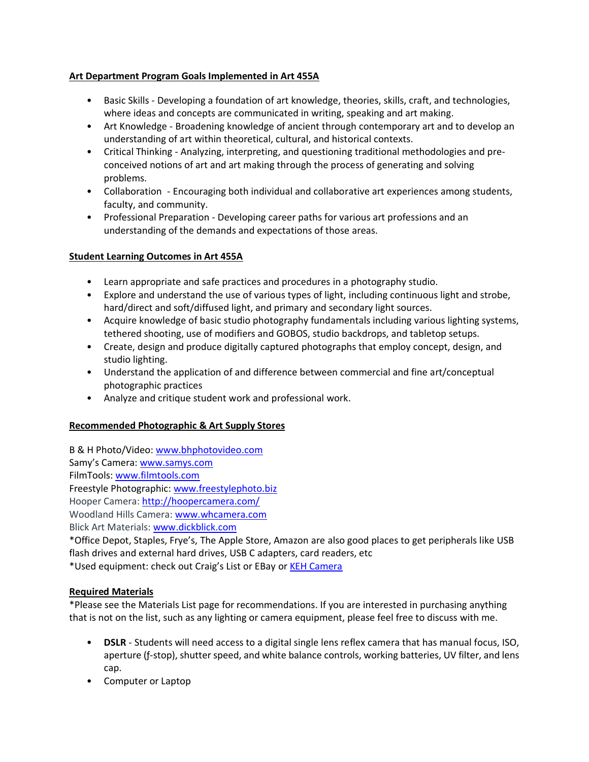**Art Department Program Goals Implemented in Art 455A**

- Basic Skills - Developing a foundation of art knowledge, theories, skills, craft, and technologies, where ideas and concepts are communicated in writing, speaking and art making.
- Art Knowledge - Broadening knowledge of ancient through contemporary art and to develop an understanding of art within theoretical, cultural, and historical contexts.
- Critical Thinking - Analyzing, interpreting, and questioning traditional methodologies and pre-conceived notions of art and art making through the process of generating and solving problems.
- Collaboration - Encouraging both individual and collaborative art experiences among students, faculty, and community.
- Professional Preparation - Developing career paths for various art professions and an understanding of the demands and expectations of those areas.

**Student Learning Outcomes in Art 455A**

- Learn appropriate and safe practices and procedures in a photography studio.
- Explore and understand the use of various types of light, including continuous light and strobe, hard/direct and soft/diffused light, and primary and secondary light sources.
- Acquire knowledge of basic studio photography fundamentals including various lighting systems, tethered shooting, use of modifiers and GOBOS, studio backdrops, and tabletop setups.
- Create, design and produce digitally captured photographs that employ concept, design, and studio lighting.
- Understand the application of and difference between commercial and fine art/conceptual photographic practices
- Analyze and critique student work and professional work.

**Recommended Photographic & Art Supply Stores**

B & H Photo/Video: www.bhphotovideo.com
Samy's Camera: www.samys.com
FilmTools: www.filmtools.com
Freestyle Photographic: www.freestylephoto.biz
Hooper Camera: http://hoopercamera.com/
Woodland Hills Camera: www.whcamera.com
Blick Art Materials: www.dickblick.com
*Office Depot, Staples, Frye's, The Apple Store, Amazon are also good places to get peripherals like USB flash drives and external hard drives, USB C adapters, card readers, etc
*Used equipment: check out Craig's List or EBay or KEH Camera

**Required Materials**

*Please see the Materials List page for recommendations. If you are interested in purchasing anything that is not on the list, such as any lighting or camera equipment, please feel free to discuss with me.

- **DSLR** - Students will need access to a digital single lens reflex camera that has manual focus, ISO, aperture (ƒ-stop), shutter speed, and white balance controls, working batteries, UV filter, and lens cap.
- Computer or Laptop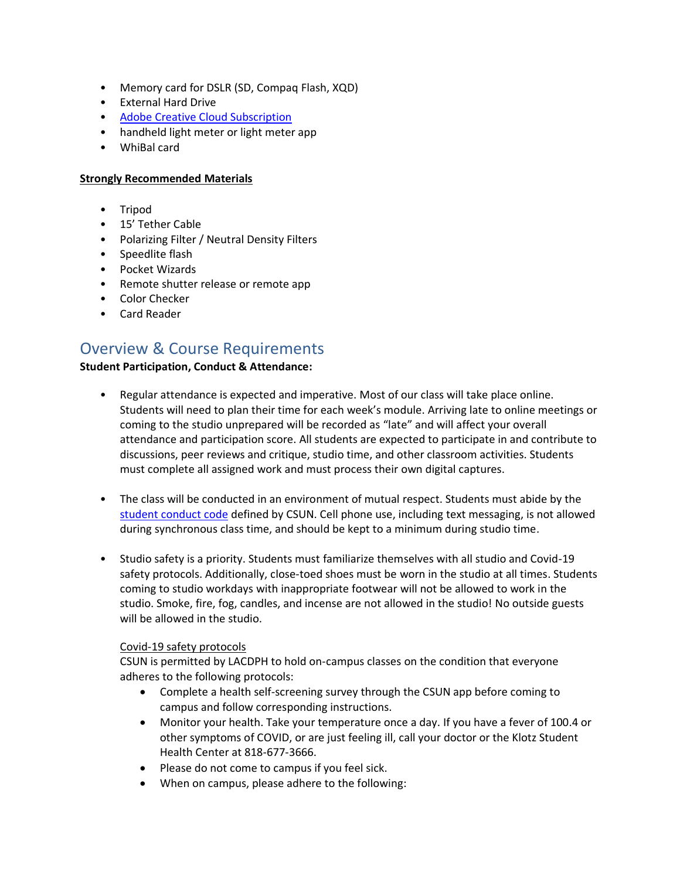- Memory card for DSLR (SD, Compaq Flash, XQD)
- External Hard Drive
- [Adobe Creative Cloud Subscription]()
- handheld light meter or light meter app
- WhiBal card

**Strongly Recommended Materials**

- Tripod
- 15' Tether Cable
- Polarizing Filter / Neutral Density Filters
- Speedlite flash
- Pocket Wizards
- Remote shutter release or remote app
- Color Checker
- Card Reader

## Overview & Course Requirements

**Student Participation, Conduct & Attendance:**

- Regular attendance is expected and imperative. Most of our class will take place online. Students will need to plan their time for each week's module. Arriving late to online meetings or coming to the studio unprepared will be recorded as "late" and will affect your overall attendance and participation score. All students are expected to participate in and contribute to discussions, peer reviews and critique, studio time, and other classroom activities. Students must complete all assigned work and must process their own digital captures.

- The class will be conducted in an environment of mutual respect. Students must abide by the [student conduct code]() defined by CSUN. Cell phone use, including text messaging, is not allowed during synchronous class time, and should be kept to a minimum during studio time.

- Studio safety is a priority. Students must familiarize themselves with all studio and Covid-19 safety protocols. Additionally, close-toed shoes must be worn in the studio at all times. Students coming to studio workdays with inappropriate footwear will not be allowed to work in the studio. Smoke, fire, fog, candles, and incense are not allowed in the studio! No outside guests will be allowed in the studio.

  Covid-19 safety protocols
  CSUN is permitted by LACDPH to hold on-campus classes on the condition that everyone adheres to the following protocols:
  - Complete a health self-screening survey through the CSUN app before coming to campus and follow corresponding instructions.
  - Monitor your health. Take your temperature once a day. If you have a fever of 100.4 or other symptoms of COVID, or are just feeling ill, call your doctor or the Klotz Student Health Center at 818-677-3666.
  - Please do not come to campus if you feel sick.
  - When on campus, please adhere to the following: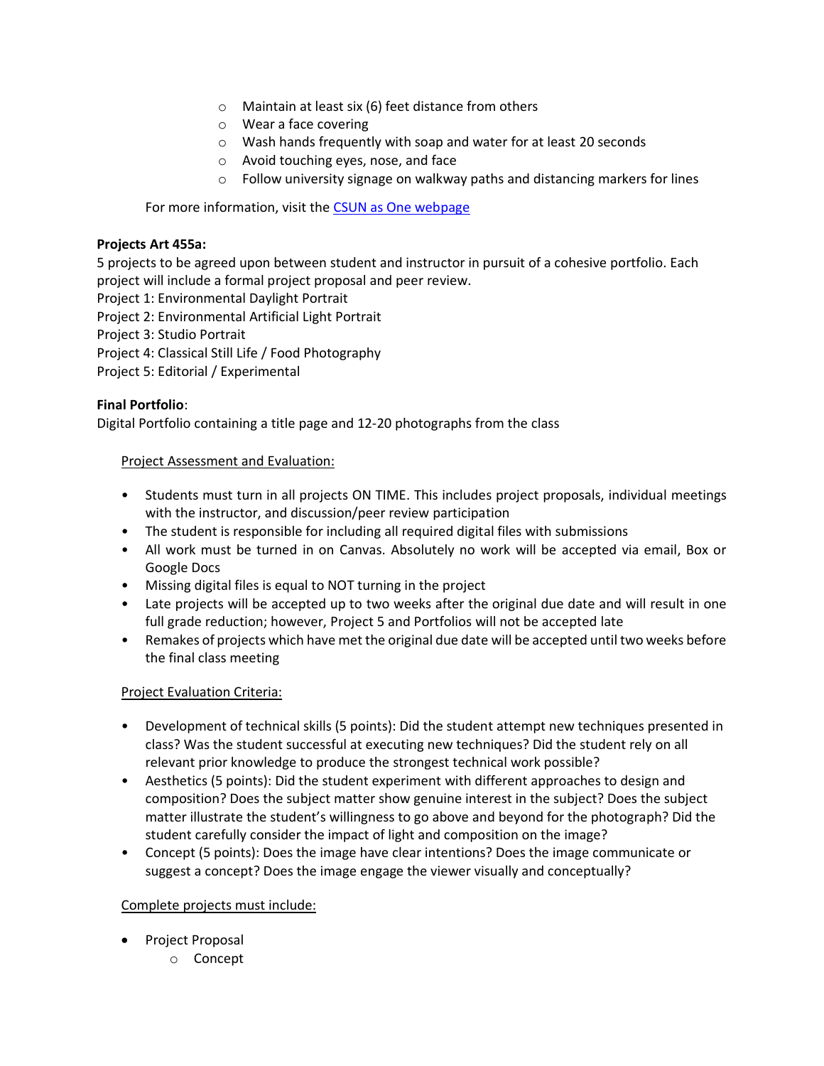- Maintain at least six (6) feet distance from others
   - Wear a face covering
   - Wash hands frequently with soap and water for at least 20 seconds
   - Avoid touching eyes, nose, and face
   - Follow university signage on walkway paths and distancing markers for lines

For more information, visit the [CSUN as One webpage]

**Projects Art 455a:**

5 projects to be agreed upon between student and instructor in pursuit of a cohesive portfolio. Each project will include a formal project proposal and peer review.

Project 1: Environmental Daylight Portrait
Project 2: Environmental Artificial Light Portrait
Project 3: Studio Portrait
Project 4: Classical Still Life / Food Photography
Project 5: Editorial / Experimental

**Final Portfolio**:

Digital Portfolio containing a title page and 12-20 photographs from the class

Project Assessment and Evaluation:

- Students must turn in all projects ON TIME. This includes project proposals, individual meetings with the instructor, and discussion/peer review participation
- The student is responsible for including all required digital files with submissions
- All work must be turned in on Canvas. Absolutely no work will be accepted via email, Box or Google Docs
- Missing digital files is equal to NOT turning in the project
- Late projects will be accepted up to two weeks after the original due date and will result in one full grade reduction; however, Project 5 and Portfolios will not be accepted late
- Remakes of projects which have met the original due date will be accepted until two weeks before the final class meeting

Project Evaluation Criteria:

- Development of technical skills (5 points): Did the student attempt new techniques presented in class? Was the student successful at executing new techniques? Did the student rely on all relevant prior knowledge to produce the strongest technical work possible?
- Aesthetics (5 points): Did the student experiment with different approaches to design and composition? Does the subject matter show genuine interest in the subject? Does the subject matter illustrate the student's willingness to go above and beyond for the photograph? Did the student carefully consider the impact of light and composition on the image?
- Concept (5 points): Does the image have clear intentions? Does the image communicate or suggest a concept? Does the image engage the viewer visually and conceptually?

Complete projects must include:

- Project Proposal
   - Concept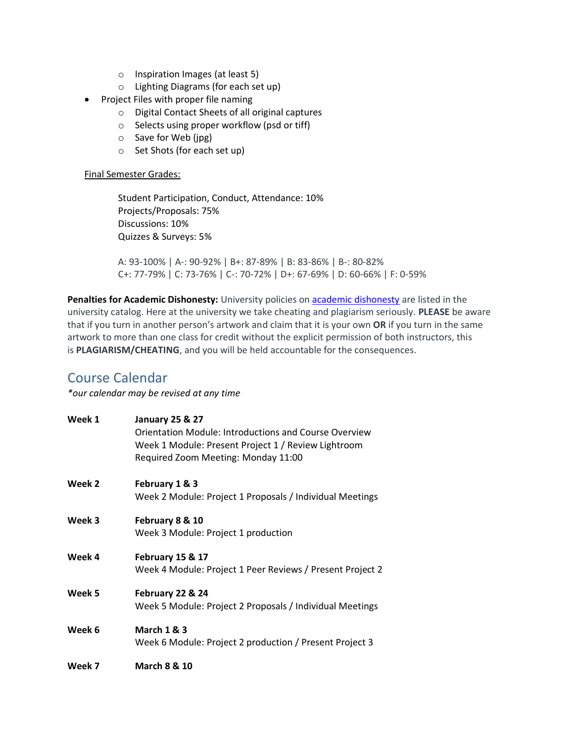- Inspiration Images (at least 5)
    - Lighting Diagrams (for each set up)
- Project Files with proper file naming
    - Digital Contact Sheets of all original captures
    - Selects using proper workflow (psd or tiff)
    - Save for Web (jpg)
    - Set Shots (for each set up)

Final Semester Grades:

Student Participation, Conduct, Attendance: 10%
Projects/Proposals: 75%
Discussions: 10%
Quizzes & Surveys: 5%

A: 93-100% | A-: 90-92% | B+: 87-89% | B: 83-86% | B-: 80-82%
C+: 77-79% | C: 73-76% | C-: 70-72% | D+: 67-69% | D: 60-66% | F: 0-59%

**Penalties for Academic Dishonesty:** University policies on academic dishonesty are listed in the university catalog. Here at the university we take cheating and plagiarism seriously. **PLEASE** be aware that if you turn in another person's artwork and claim that it is your own **OR** if you turn in the same artwork to more than one class for credit without the explicit permission of both instructors, this is **PLAGIARISM/CHEATING**, and you will be held accountable for the consequences.

## Course Calendar

*\*our calendar may be revised at any time*

**Week 1** — **January 25 & 27**
Orientation Module: Introductions and Course Overview
Week 1 Module: Present Project 1 / Review Lightroom
Required Zoom Meeting: Monday 11:00

**Week 2** — **February 1 & 3**
Week 2 Module: Project 1 Proposals / Individual Meetings

**Week 3** — **February 8 & 10**
Week 3 Module: Project 1 production

**Week 4** — **February 15 & 17**
Week 4 Module: Project 1 Peer Reviews / Present Project 2

**Week 5** — **February 22 & 24**
Week 5 Module: Project 2 Proposals / Individual Meetings

**Week 6** — **March 1 & 3**
Week 6 Module: Project 2 production / Present Project 3

**Week 7** — **March 8 & 10**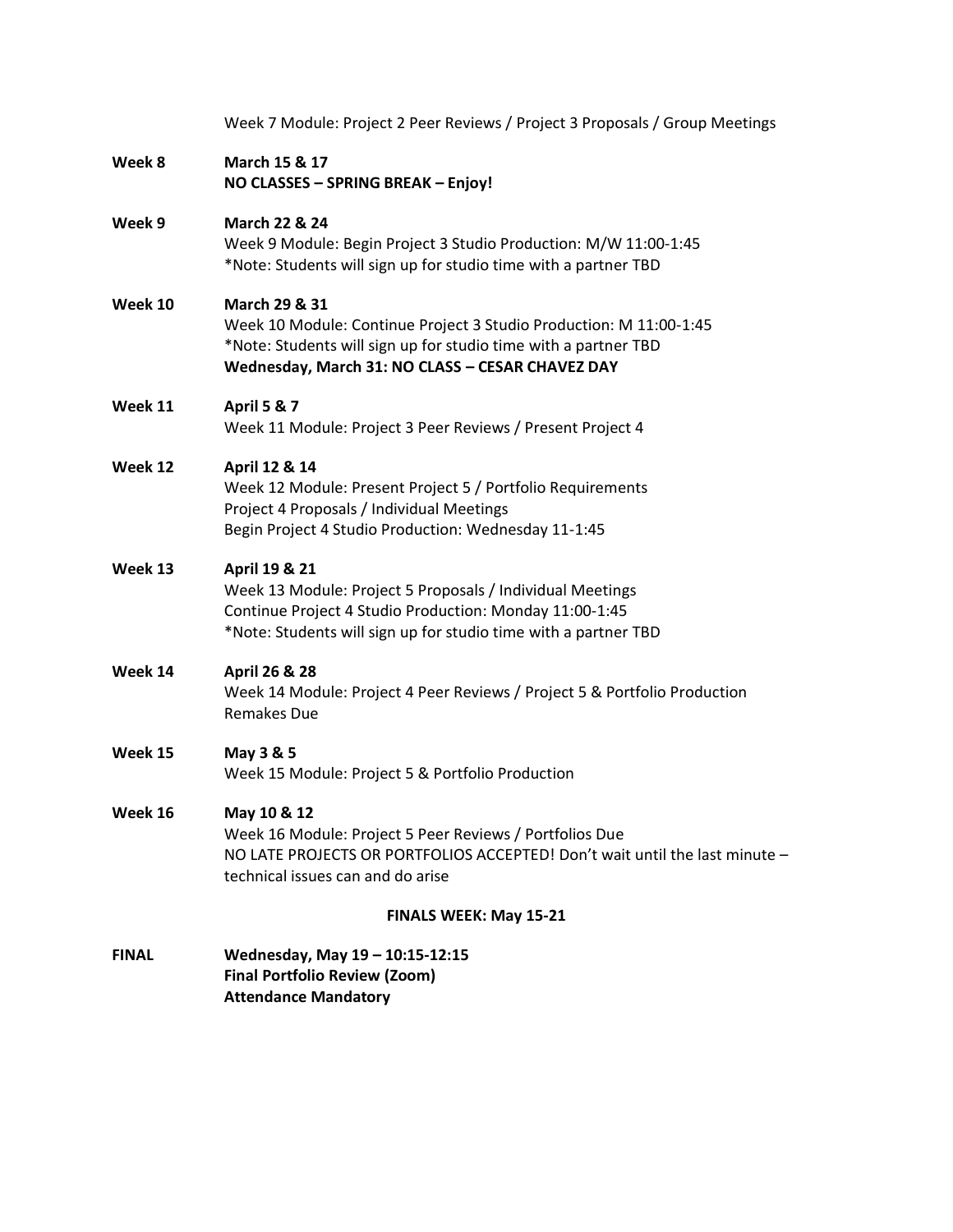Week 7 Module: Project 2 Peer Reviews / Project 3 Proposals / Group Meetings

| | | |
|---|---|---|
| **Week 8** | **March 15 & 17**<br>**NO CLASSES – SPRING BREAK – Enjoy!** | |
| **Week 9** | **March 22 & 24**<br>Week 9 Module: Begin Project 3 Studio Production: M/W 11:00-1:45<br>*Note: Students will sign up for studio time with a partner TBD | |
| **Week 10** | **March 29 & 31**<br>Week 10 Module: Continue Project 3 Studio Production: M 11:00-1:45<br>*Note: Students will sign up for studio time with a partner TBD<br>**Wednesday, March 31: NO CLASS – CESAR CHAVEZ DAY** | |
| **Week 11** | **April 5 & 7**<br>Week 11 Module: Project 3 Peer Reviews / Present Project 4 | |
| **Week 12** | **April 12 & 14**<br>Week 12 Module: Present Project 5 / Portfolio Requirements<br>Project 4 Proposals / Individual Meetings<br>Begin Project 4 Studio Production: Wednesday 11-1:45 | |
| **Week 13** | **April 19 & 21**<br>Week 13 Module: Project 5 Proposals / Individual Meetings<br>Continue Project 4 Studio Production: Monday 11:00-1:45<br>*Note: Students will sign up for studio time with a partner TBD | |
| **Week 14** | **April 26 & 28**<br>Week 14 Module: Project 4 Peer Reviews / Project 5 & Portfolio Production<br>Remakes Due | |
| **Week 15** | **May 3 & 5**<br>Week 15 Module: Project 5 & Portfolio Production | |
| **Week 16** | **May 10 & 12**<br>Week 16 Module: Project 5 Peer Reviews / Portfolios Due<br>NO LATE PROJECTS OR PORTFOLIOS ACCEPTED! Don't wait until the last minute – technical issues can and do arise | |

**FINALS WEEK: May 15-21**

**FINAL** **Wednesday, May 19 – 10:15-12:15**
**Final Portfolio Review (Zoom)**
**Attendance Mandatory**